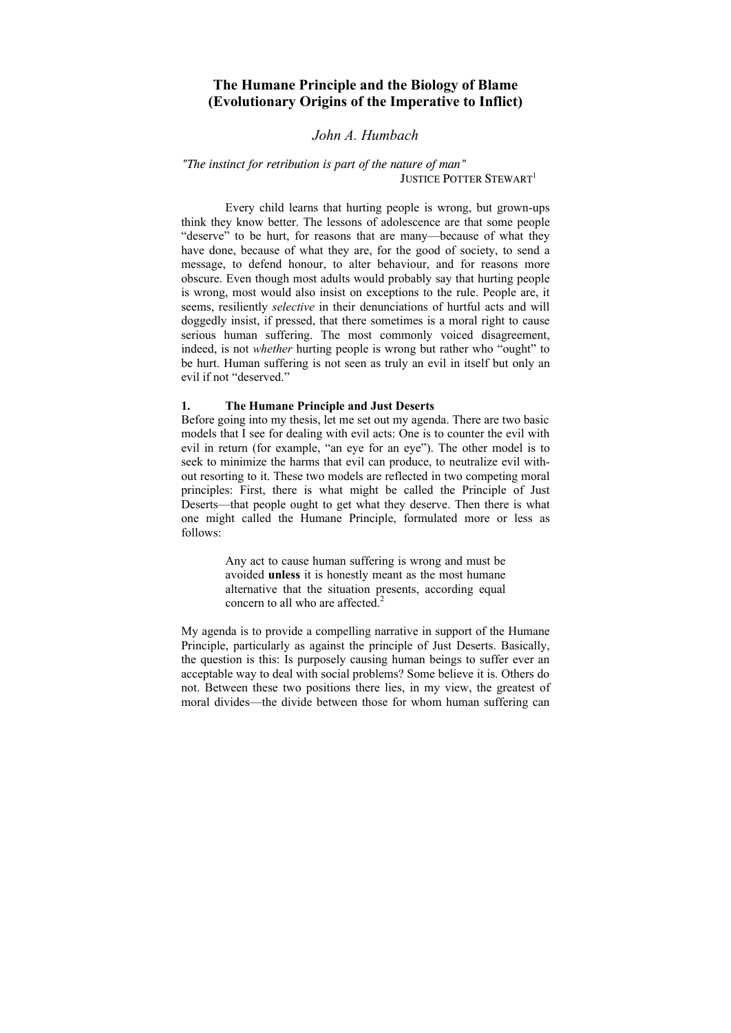# The Humane Principle and the Biology of Blame (Evolutionary Origins of the Imperative to Inflict)

*John A. Humbach*

*"The instinct for retribution is part of the nature of man"*
JUSTICE POTTER STEWART[1]

Every child learns that hurting people is wrong, but grown-ups think they know better. The lessons of adolescence are that some people "deserve" to be hurt, for reasons that are many—because of what they have done, because of what they are, for the good of society, to send a message, to defend honour, to alter behaviour, and for reasons more obscure. Even though most adults would probably say that hurting people is wrong, most would also insist on exceptions to the rule. People are, it seems, resiliently *selective* in their denunciations of hurtful acts and will doggedly insist, if pressed, that there sometimes is a moral right to cause serious human suffering. The most commonly voiced disagreement, indeed, is not *whether* hurting people is wrong but rather who "ought" to be hurt. Human suffering is not seen as truly an evil in itself but only an evil if not "deserved."

## 1. The Humane Principle and Just Deserts

Before going into my thesis, let me set out my agenda. There are two basic models that I see for dealing with evil acts: One is to counter the evil with evil in return (for example, "an eye for an eye"). The other model is to seek to minimize the harms that evil can produce, to neutralize evil without resorting to it. These two models are reflected in two competing moral principles: First, there is what might be called the Principle of Just Deserts—that people ought to get what they deserve. Then there is what one might called the Humane Principle, formulated more or less as follows:

> Any act to cause human suffering is wrong and must be avoided **unless** it is honestly meant as the most humane alternative that the situation presents, according equal concern to all who are affected.[2]

My agenda is to provide a compelling narrative in support of the Humane Principle, particularly as against the principle of Just Deserts. Basically, the question is this: Is purposely causing human beings to suffer ever an acceptable way to deal with social problems? Some believe it is. Others do not. Between these two positions there lies, in my view, the greatest of moral divides—the divide between those for whom human suffering can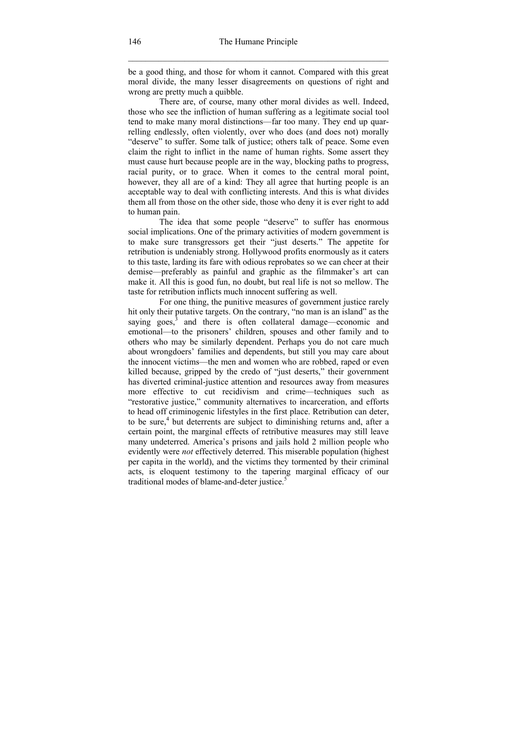be a good thing, and those for whom it cannot. Compared with this great moral divide, the many lesser disagreements on questions of right and wrong are pretty much a quibble.

There are, of course, many other moral divides as well. Indeed, those who see the infliction of human suffering as a legitimate social tool tend to make many moral distinctions—far too many. They end up quarrelling endlessly, often violently, over who does (and does not) morally "deserve" to suffer. Some talk of justice; others talk of peace. Some even claim the right to inflict in the name of human rights. Some assert they must cause hurt because people are in the way, blocking paths to progress, racial purity, or to grace. When it comes to the central moral point, however, they all are of a kind: They all agree that hurting people is an acceptable way to deal with conflicting interests. And this is what divides them all from those on the other side, those who deny it is ever right to add to human pain.

The idea that some people "deserve" to suffer has enormous social implications. One of the primary activities of modern government is to make sure transgressors get their "just deserts." The appetite for retribution is undeniably strong. Hollywood profits enormously as it caters to this taste, larding its fare with odious reprobates so we can cheer at their demise—preferably as painful and graphic as the filmmaker's art can make it. All this is good fun, no doubt, but real life is not so mellow. The taste for retribution inflicts much innocent suffering as well.

For one thing, the punitive measures of government justice rarely hit only their putative targets. On the contrary, "no man is an island" as the saying goes,[3] and there is often collateral damage—economic and emotional—to the prisoners' children, spouses and other family and to others who may be similarly dependent. Perhaps you do not care much about wrongdoers' families and dependents, but still you may care about the innocent victims—the men and women who are robbed, raped or even killed because, gripped by the credo of "just deserts," their government has diverted criminal-justice attention and resources away from measures more effective to cut recidivism and crime—techniques such as "restorative justice," community alternatives to incarceration, and efforts to head off criminogenic lifestyles in the first place. Retribution can deter, to be sure,[4] but deterrents are subject to diminishing returns and, after a certain point, the marginal effects of retributive measures may still leave many undeterred. America's prisons and jails hold 2 million people who evidently were *not* effectively deterred. This miserable population (highest per capita in the world), and the victims they tormented by their criminal acts, is eloquent testimony to the tapering marginal efficacy of our traditional modes of blame-and-deter justice.[5]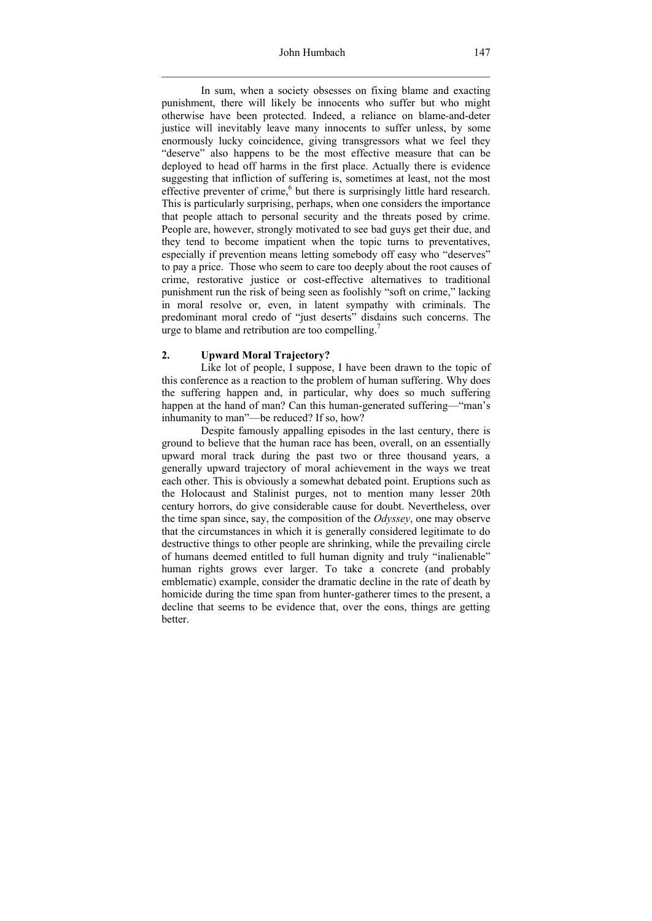In sum, when a society obsesses on fixing blame and exacting punishment, there will likely be innocents who suffer but who might otherwise have been protected. Indeed, a reliance on blame-and-deter justice will inevitably leave many innocents to suffer unless, by some enormously lucky coincidence, giving transgressors what we feel they "deserve" also happens to be the most effective measure that can be deployed to head off harms in the first place. Actually there is evidence suggesting that infliction of suffering is, sometimes at least, not the most effective preventer of crime,[6] but there is surprisingly little hard research. This is particularly surprising, perhaps, when one considers the importance that people attach to personal security and the threats posed by crime. People are, however, strongly motivated to see bad guys get their due, and they tend to become impatient when the topic turns to preventatives, especially if prevention means letting somebody off easy who "deserves" to pay a price. Those who seem to care too deeply about the root causes of crime, restorative justice or cost-effective alternatives to traditional punishment run the risk of being seen as foolishly "soft on crime," lacking in moral resolve or, even, in latent sympathy with criminals. The predominant moral credo of "just deserts" disdains such concerns. The urge to blame and retribution are too compelling.[7]

## 2. Upward Moral Trajectory?

Like lot of people, I suppose, I have been drawn to the topic of this conference as a reaction to the problem of human suffering. Why does the suffering happen and, in particular, why does so much suffering happen at the hand of man? Can this human-generated suffering—"man's inhumanity to man"—be reduced? If so, how?

Despite famously appalling episodes in the last century, there is ground to believe that the human race has been, overall, on an essentially upward moral track during the past two or three thousand years, a generally upward trajectory of moral achievement in the ways we treat each other. This is obviously a somewhat debated point. Eruptions such as the Holocaust and Stalinist purges, not to mention many lesser 20th century horrors, do give considerable cause for doubt. Nevertheless, over the time span since, say, the composition of the *Odyssey*, one may observe that the circumstances in which it is generally considered legitimate to do destructive things to other people are shrinking, while the prevailing circle of humans deemed entitled to full human dignity and truly "inalienable" human rights grows ever larger. To take a concrete (and probably emblematic) example, consider the dramatic decline in the rate of death by homicide during the time span from hunter-gatherer times to the present, a decline that seems to be evidence that, over the eons, things are getting better.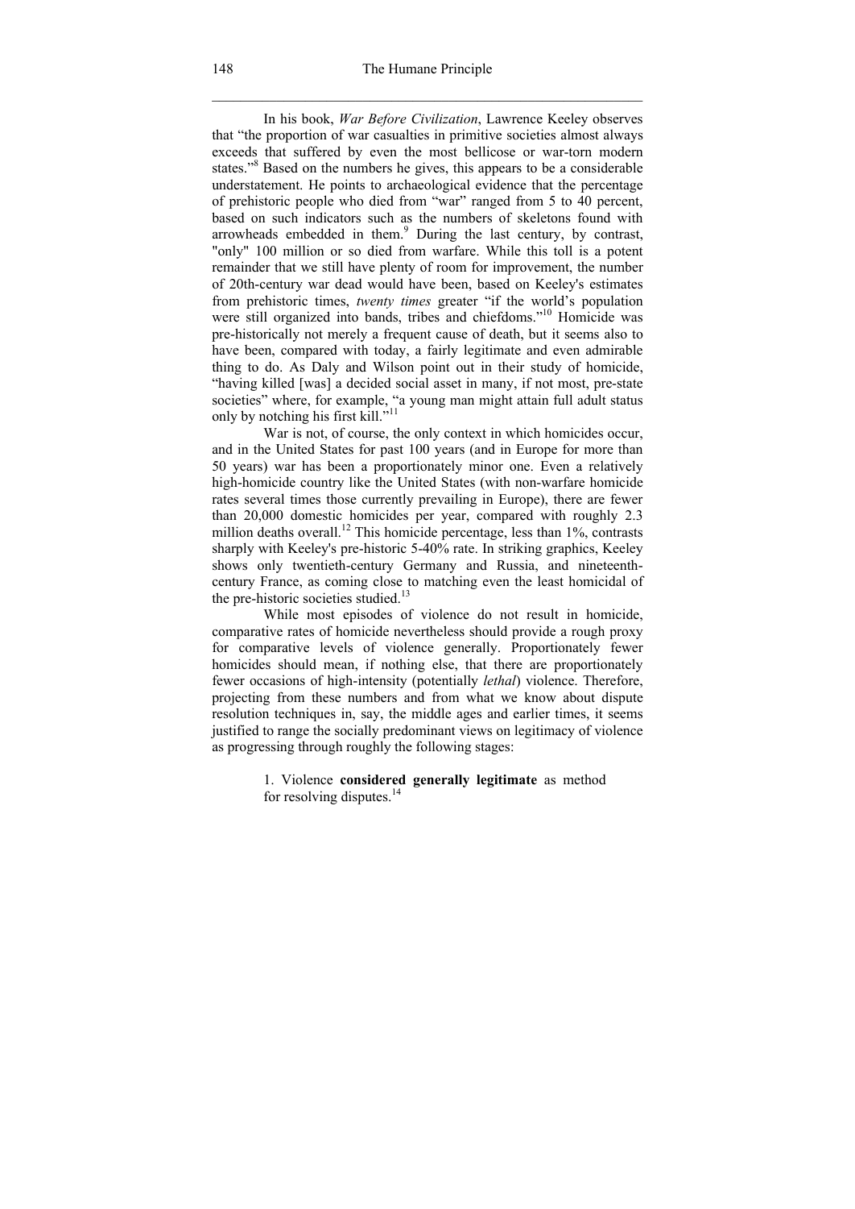In his book, *War Before Civilization*, Lawrence Keeley observes that "the proportion of war casualties in primitive societies almost always exceeds that suffered by even the most bellicose or war-torn modern states."[8] Based on the numbers he gives, this appears to be a considerable understatement. He points to archaeological evidence that the percentage of prehistoric people who died from "war" ranged from 5 to 40 percent, based on such indicators such as the numbers of skeletons found with arrowheads embedded in them.[9] During the last century, by contrast, "only" 100 million or so died from warfare. While this toll is a potent remainder that we still have plenty of room for improvement, the number of 20th-century war dead would have been, based on Keeley's estimates from prehistoric times, *twenty times* greater "if the world's population were still organized into bands, tribes and chiefdoms."[10] Homicide was pre-historically not merely a frequent cause of death, but it seems also to have been, compared with today, a fairly legitimate and even admirable thing to do. As Daly and Wilson point out in their study of homicide, "having killed [was] a decided social asset in many, if not most, pre-state societies" where, for example, "a young man might attain full adult status only by notching his first kill."[11]

War is not, of course, the only context in which homicides occur, and in the United States for past 100 years (and in Europe for more than 50 years) war has been a proportionately minor one. Even a relatively high-homicide country like the United States (with non-warfare homicide rates several times those currently prevailing in Europe), there are fewer than 20,000 domestic homicides per year, compared with roughly 2.3 million deaths overall.[12] This homicide percentage, less than 1%, contrasts sharply with Keeley's pre-historic 5-40% rate. In striking graphics, Keeley shows only twentieth-century Germany and Russia, and nineteenth-century France, as coming close to matching even the least homicidal of the pre-historic societies studied.[13]

While most episodes of violence do not result in homicide, comparative rates of homicide nevertheless should provide a rough proxy for comparative levels of violence generally. Proportionately fewer homicides should mean, if nothing else, that there are proportionately fewer occasions of high-intensity (potentially *lethal*) violence. Therefore, projecting from these numbers and from what we know about dispute resolution techniques in, say, the middle ages and earlier times, it seems justified to range the socially predominant views on legitimacy of violence as progressing through roughly the following stages:

1. Violence **considered generally legitimate** as method for resolving disputes.[14]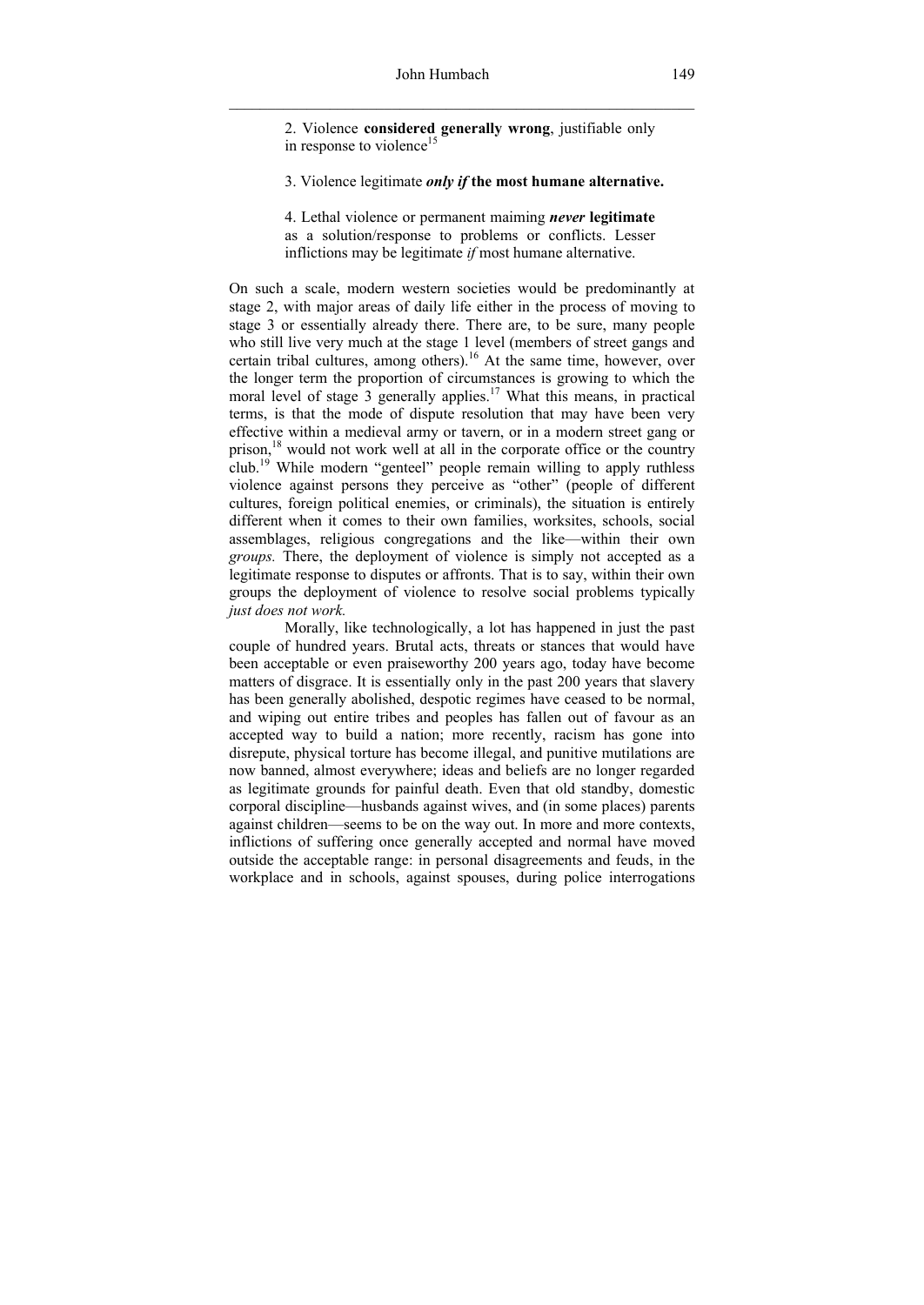2. Violence **considered generally wrong**, justifiable only in response to violence[15]

3. Violence legitimate ***only if*** **the most humane alternative.**

4. Lethal violence or permanent maiming ***never*** **legitimate** as a solution/response to problems or conflicts. Lesser inflictions may be legitimate *if* most humane alternative.

On such a scale, modern western societies would be predominantly at stage 2, with major areas of daily life either in the process of moving to stage 3 or essentially already there. There are, to be sure, many people who still live very much at the stage 1 level (members of street gangs and certain tribal cultures, among others).[16] At the same time, however, over the longer term the proportion of circumstances is growing to which the moral level of stage 3 generally applies.[17] What this means, in practical terms, is that the mode of dispute resolution that may have been very effective within a medieval army or tavern, or in a modern street gang or prison,[18] would not work well at all in the corporate office or the country club.[19] While modern "genteel" people remain willing to apply ruthless violence against persons they perceive as "other" (people of different cultures, foreign political enemies, or criminals), the situation is entirely different when it comes to their own families, worksites, schools, social assemblages, religious congregations and the like—within their own *groups.* There, the deployment of violence is simply not accepted as a legitimate response to disputes or affronts. That is to say, within their own groups the deployment of violence to resolve social problems typically *just does not work.*

Morally, like technologically, a lot has happened in just the past couple of hundred years. Brutal acts, threats or stances that would have been acceptable or even praiseworthy 200 years ago, today have become matters of disgrace. It is essentially only in the past 200 years that slavery has been generally abolished, despotic regimes have ceased to be normal, and wiping out entire tribes and peoples has fallen out of favour as an accepted way to build a nation; more recently, racism has gone into disrepute, physical torture has become illegal, and punitive mutilations are now banned, almost everywhere; ideas and beliefs are no longer regarded as legitimate grounds for painful death. Even that old standby, domestic corporal discipline—husbands against wives, and (in some places) parents against children—seems to be on the way out. In more and more contexts, inflictions of suffering once generally accepted and normal have moved outside the acceptable range: in personal disagreements and feuds, in the workplace and in schools, against spouses, during police interrogations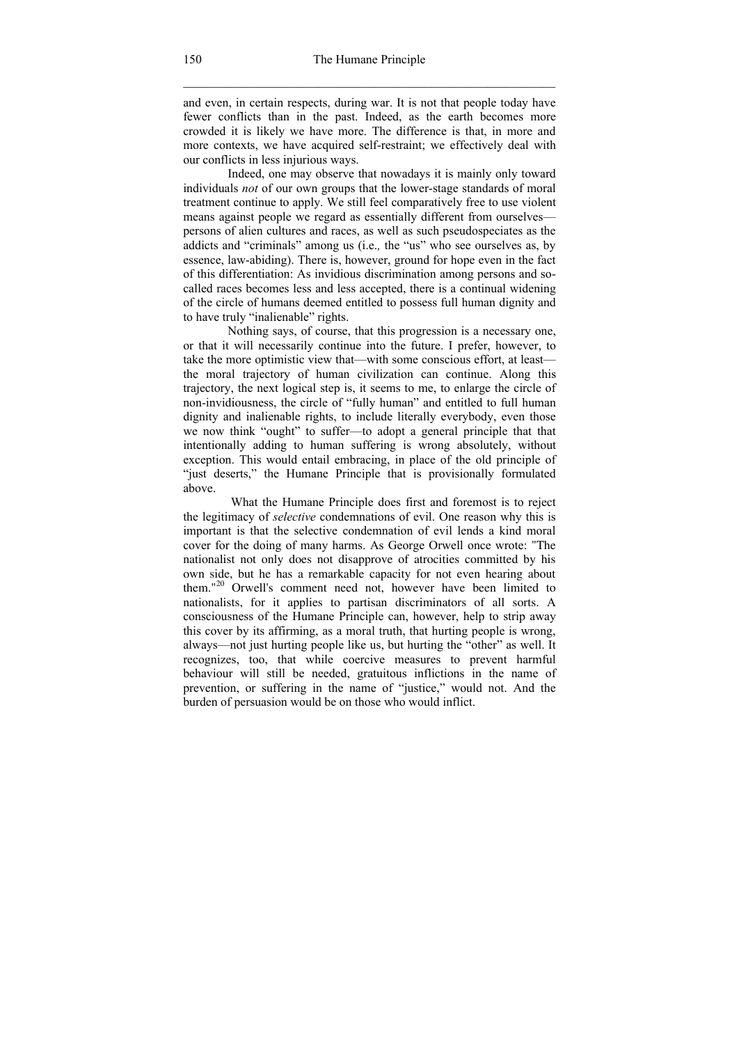and even, in certain respects, during war. It is not that people today have fewer conflicts than in the past. Indeed, as the earth becomes more crowded it is likely we have more. The difference is that, in more and more contexts, we have acquired self-restraint; we effectively deal with our conflicts in less injurious ways.

Indeed, one may observe that nowadays it is mainly only toward individuals *not* of our own groups that the lower-stage standards of moral treatment continue to apply. We still feel comparatively free to use violent means against people we regard as essentially different from ourselves—persons of alien cultures and races, as well as such pseudospeciates as the addicts and "criminals" among us (i.e., the "us" who see ourselves as, by essence, law-abiding). There is, however, ground for hope even in the fact of this differentiation: As invidious discrimination among persons and so-called races becomes less and less accepted, there is a continual widening of the circle of humans deemed entitled to possess full human dignity and to have truly "inalienable" rights.

Nothing says, of course, that this progression is a necessary one, or that it will necessarily continue into the future. I prefer, however, to take the more optimistic view that—with some conscious effort, at least—the moral trajectory of human civilization can continue. Along this trajectory, the next logical step is, it seems to me, to enlarge the circle of non-invidiousness, the circle of "fully human" and entitled to full human dignity and inalienable rights, to include literally everybody, even those we now think "ought" to suffer—to adopt a general principle that that intentionally adding to human suffering is wrong absolutely, without exception. This would entail embracing, in place of the old principle of "just deserts," the Humane Principle that is provisionally formulated above.

What the Humane Principle does first and foremost is to reject the legitimacy of *selective* condemnations of evil. One reason why this is important is that the selective condemnation of evil lends a kind moral cover for the doing of many harms. As George Orwell once wrote: "The nationalist not only does not disapprove of atrocities committed by his own side, but he has a remarkable capacity for not even hearing about them."[20] Orwell's comment need not, however have been limited to nationalists, for it applies to partisan discriminators of all sorts. A consciousness of the Humane Principle can, however, help to strip away this cover by its affirming, as a moral truth, that hurting people is wrong, always—not just hurting people like us, but hurting the "other" as well. It recognizes, too, that while coercive measures to prevent harmful behaviour will still be needed, gratuitous inflictions in the name of prevention, or suffering in the name of "justice," would not. And the burden of persuasion would be on those who would inflict.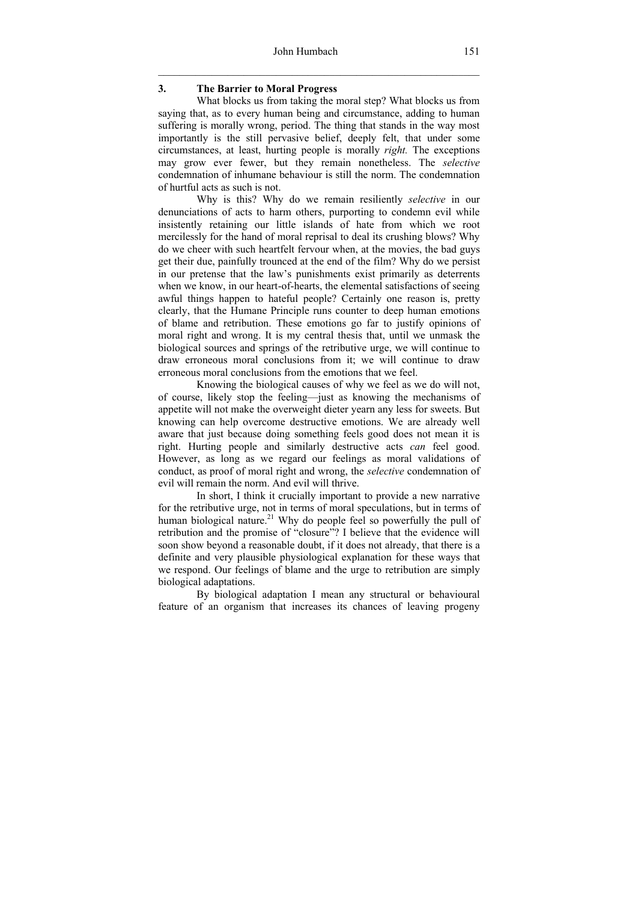## 3. The Barrier to Moral Progress

What blocks us from taking the moral step? What blocks us from saying that, as to every human being and circumstance, adding to human suffering is morally wrong, period. The thing that stands in the way most importantly is the still pervasive belief, deeply felt, that under some circumstances, at least, hurting people is morally *right.* The exceptions may grow ever fewer, but they remain nonetheless. The *selective* condemnation of inhumane behaviour is still the norm. The condemnation of hurtful acts as such is not.

Why is this? Why do we remain resiliently *selective* in our denunciations of acts to harm others, purporting to condemn evil while insistently retaining our little islands of hate from which we root mercilessly for the hand of moral reprisal to deal its crushing blows? Why do we cheer with such heartfelt fervour when, at the movies, the bad guys get their due, painfully trounced at the end of the film? Why do we persist in our pretense that the law's punishments exist primarily as deterrents when we know, in our heart-of-hearts, the elemental satisfactions of seeing awful things happen to hateful people? Certainly one reason is, pretty clearly, that the Humane Principle runs counter to deep human emotions of blame and retribution. These emotions go far to justify opinions of moral right and wrong. It is my central thesis that, until we unmask the biological sources and springs of the retributive urge, we will continue to draw erroneous moral conclusions from it; we will continue to draw erroneous moral conclusions from the emotions that we feel.

Knowing the biological causes of why we feel as we do will not, of course, likely stop the feeling—just as knowing the mechanisms of appetite will not make the overweight dieter yearn any less for sweets. But knowing can help overcome destructive emotions. We are already well aware that just because doing something feels good does not mean it is right. Hurting people and similarly destructive acts *can* feel good. However, as long as we regard our feelings as moral validations of conduct, as proof of moral right and wrong, the *selective* condemnation of evil will remain the norm. And evil will thrive.

In short, I think it crucially important to provide a new narrative for the retributive urge, not in terms of moral speculations, but in terms of human biological nature.[21] Why do people feel so powerfully the pull of retribution and the promise of "closure"? I believe that the evidence will soon show beyond a reasonable doubt, if it does not already, that there is a definite and very plausible physiological explanation for these ways that we respond. Our feelings of blame and the urge to retribution are simply biological adaptations.

By biological adaptation I mean any structural or behavioural feature of an organism that increases its chances of leaving progeny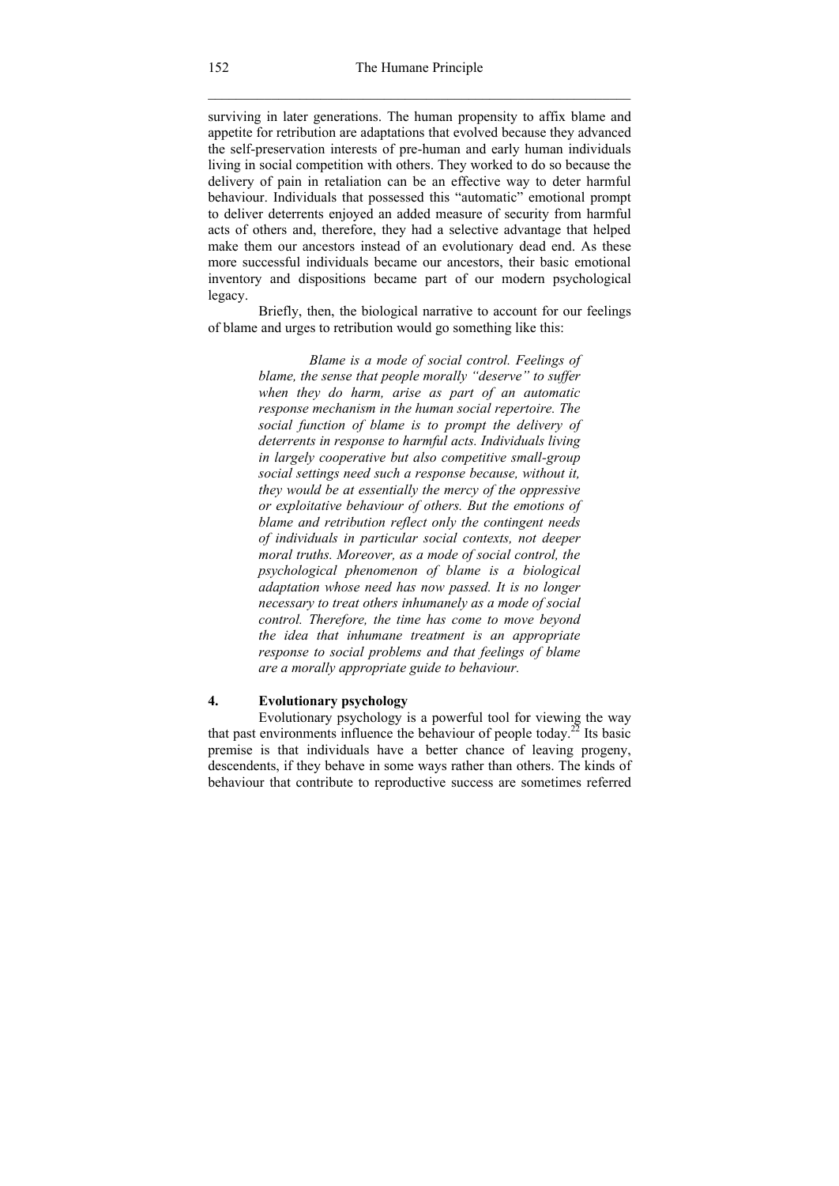surviving in later generations. The human propensity to affix blame and appetite for retribution are adaptations that evolved because they advanced the self-preservation interests of pre-human and early human individuals living in social competition with others. They worked to do so because the delivery of pain in retaliation can be an effective way to deter harmful behaviour. Individuals that possessed this "automatic" emotional prompt to deliver deterrents enjoyed an added measure of security from harmful acts of others and, therefore, they had a selective advantage that helped make them our ancestors instead of an evolutionary dead end. As these more successful individuals became our ancestors, their basic emotional inventory and dispositions became part of our modern psychological legacy.

Briefly, then, the biological narrative to account for our feelings of blame and urges to retribution would go something like this:

> *Blame is a mode of social control. Feelings of blame, the sense that people morally "deserve" to suffer when they do harm, arise as part of an automatic response mechanism in the human social repertoire. The social function of blame is to prompt the delivery of deterrents in response to harmful acts. Individuals living in largely cooperative but also competitive small-group social settings need such a response because, without it, they would be at essentially the mercy of the oppressive or exploitative behaviour of others. But the emotions of blame and retribution reflect only the contingent needs of individuals in particular social contexts, not deeper moral truths. Moreover, as a mode of social control, the psychological phenomenon of blame is a biological adaptation whose need has now passed. It is no longer necessary to treat others inhumanely as a mode of social control. Therefore, the time has come to move beyond the idea that inhumane treatment is an appropriate response to social problems and that feelings of blame are a morally appropriate guide to behaviour.*

## 4. Evolutionary psychology

Evolutionary psychology is a powerful tool for viewing the way that past environments influence the behaviour of people today.[22] Its basic premise is that individuals have a better chance of leaving progeny, descendents, if they behave in some ways rather than others. The kinds of behaviour that contribute to reproductive success are sometimes referred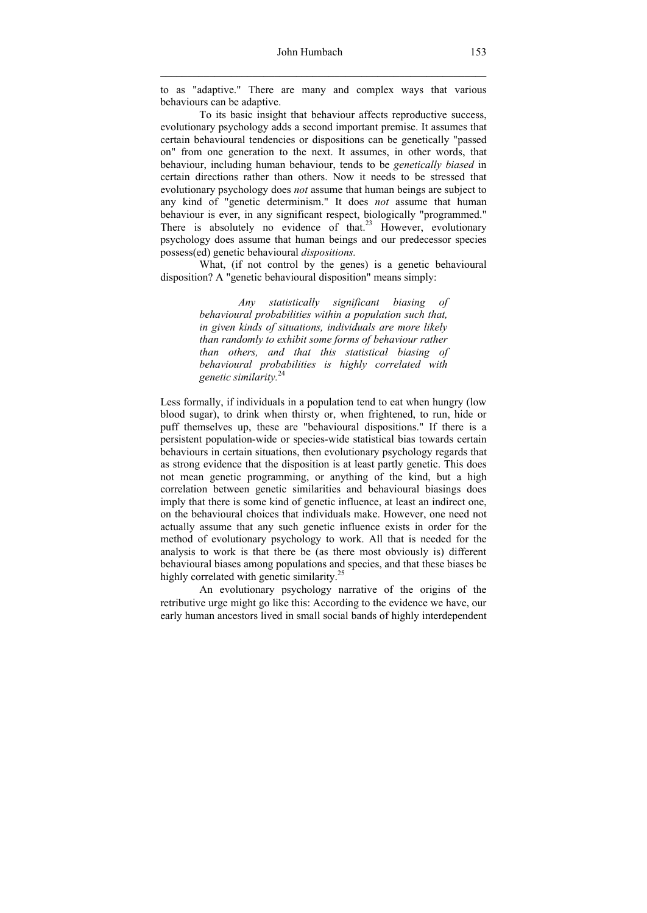to as "adaptive." There are many and complex ways that various behaviours can be adaptive.

To its basic insight that behaviour affects reproductive success, evolutionary psychology adds a second important premise. It assumes that certain behavioural tendencies or dispositions can be genetically "passed on" from one generation to the next. It assumes, in other words, that behaviour, including human behaviour, tends to be *genetically biased* in certain directions rather than others. Now it needs to be stressed that evolutionary psychology does *not* assume that human beings are subject to any kind of "genetic determinism." It does *not* assume that human behaviour is ever, in any significant respect, biologically "programmed." There is absolutely no evidence of that.[23] However, evolutionary psychology does assume that human beings and our predecessor species possess(ed) genetic behavioural *dispositions.*

What, (if not control by the genes) is a genetic behavioural disposition? A "genetic behavioural disposition" means simply:

> *Any statistically significant biasing of behavioural probabilities within a population such that, in given kinds of situations, individuals are more likely than randomly to exhibit some forms of behaviour rather than others, and that this statistical biasing of behavioural probabilities is highly correlated with genetic similarity.*[24]

Less formally, if individuals in a population tend to eat when hungry (low blood sugar), to drink when thirsty or, when frightened, to run, hide or puff themselves up, these are "behavioural dispositions." If there is a persistent population-wide or species-wide statistical bias towards certain behaviours in certain situations, then evolutionary psychology regards that as strong evidence that the disposition is at least partly genetic. This does not mean genetic programming, or anything of the kind, but a high correlation between genetic similarities and behavioural biasings does imply that there is some kind of genetic influence, at least an indirect one, on the behavioural choices that individuals make. However, one need not actually assume that any such genetic influence exists in order for the method of evolutionary psychology to work. All that is needed for the analysis to work is that there be (as there most obviously is) different behavioural biases among populations and species, and that these biases be highly correlated with genetic similarity.[25]

An evolutionary psychology narrative of the origins of the retributive urge might go like this: According to the evidence we have, our early human ancestors lived in small social bands of highly interdependent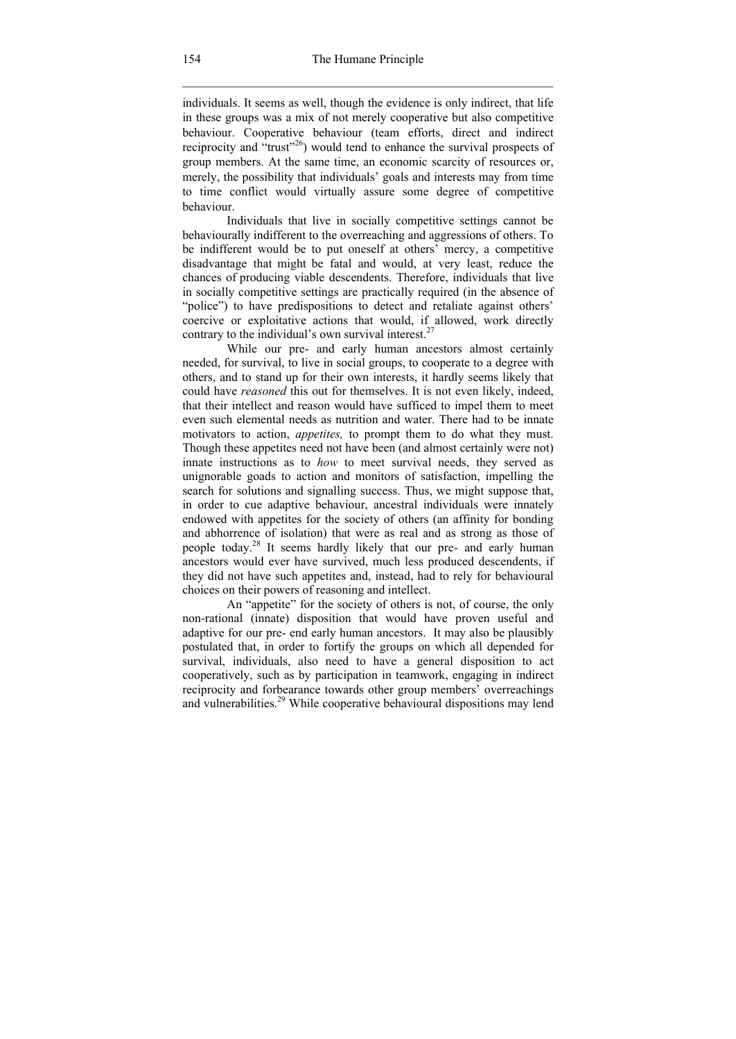individuals. It seems as well, though the evidence is only indirect, that life in these groups was a mix of not merely cooperative but also competitive behaviour. Cooperative behaviour (team efforts, direct and indirect reciprocity and "trust"[26]) would tend to enhance the survival prospects of group members. At the same time, an economic scarcity of resources or, merely, the possibility that individuals' goals and interests may from time to time conflict would virtually assure some degree of competitive behaviour.

Individuals that live in socially competitive settings cannot be behaviourally indifferent to the overreaching and aggressions of others. To be indifferent would be to put oneself at others' mercy, a competitive disadvantage that might be fatal and would, at very least, reduce the chances of producing viable descendents. Therefore, individuals that live in socially competitive settings are practically required (in the absence of "police") to have predispositions to detect and retaliate against others' coercive or exploitative actions that would, if allowed, work directly contrary to the individual's own survival interest.[27]

While our pre- and early human ancestors almost certainly needed, for survival, to live in social groups, to cooperate to a degree with others, and to stand up for their own interests, it hardly seems likely that could have *reasoned* this out for themselves. It is not even likely, indeed, that their intellect and reason would have sufficed to impel them to meet even such elemental needs as nutrition and water. There had to be innate motivators to action, *appetites,* to prompt them to do what they must. Though these appetites need not have been (and almost certainly were not) innate instructions as to *how* to meet survival needs, they served as unignorable goads to action and monitors of satisfaction, impelling the search for solutions and signalling success. Thus, we might suppose that, in order to cue adaptive behaviour, ancestral individuals were innately endowed with appetites for the society of others (an affinity for bonding and abhorrence of isolation) that were as real and as strong as those of people today.[28] It seems hardly likely that our pre- and early human ancestors would ever have survived, much less produced descendents, if they did not have such appetites and, instead, had to rely for behavioural choices on their powers of reasoning and intellect.

An "appetite" for the society of others is not, of course, the only non-rational (innate) disposition that would have proven useful and adaptive for our pre- end early human ancestors. It may also be plausibly postulated that, in order to fortify the groups on which all depended for survival, individuals, also need to have a general disposition to act cooperatively, such as by participation in teamwork, engaging in indirect reciprocity and forbearance towards other group members' overreachings and vulnerabilities.[29] While cooperative behavioural dispositions may lend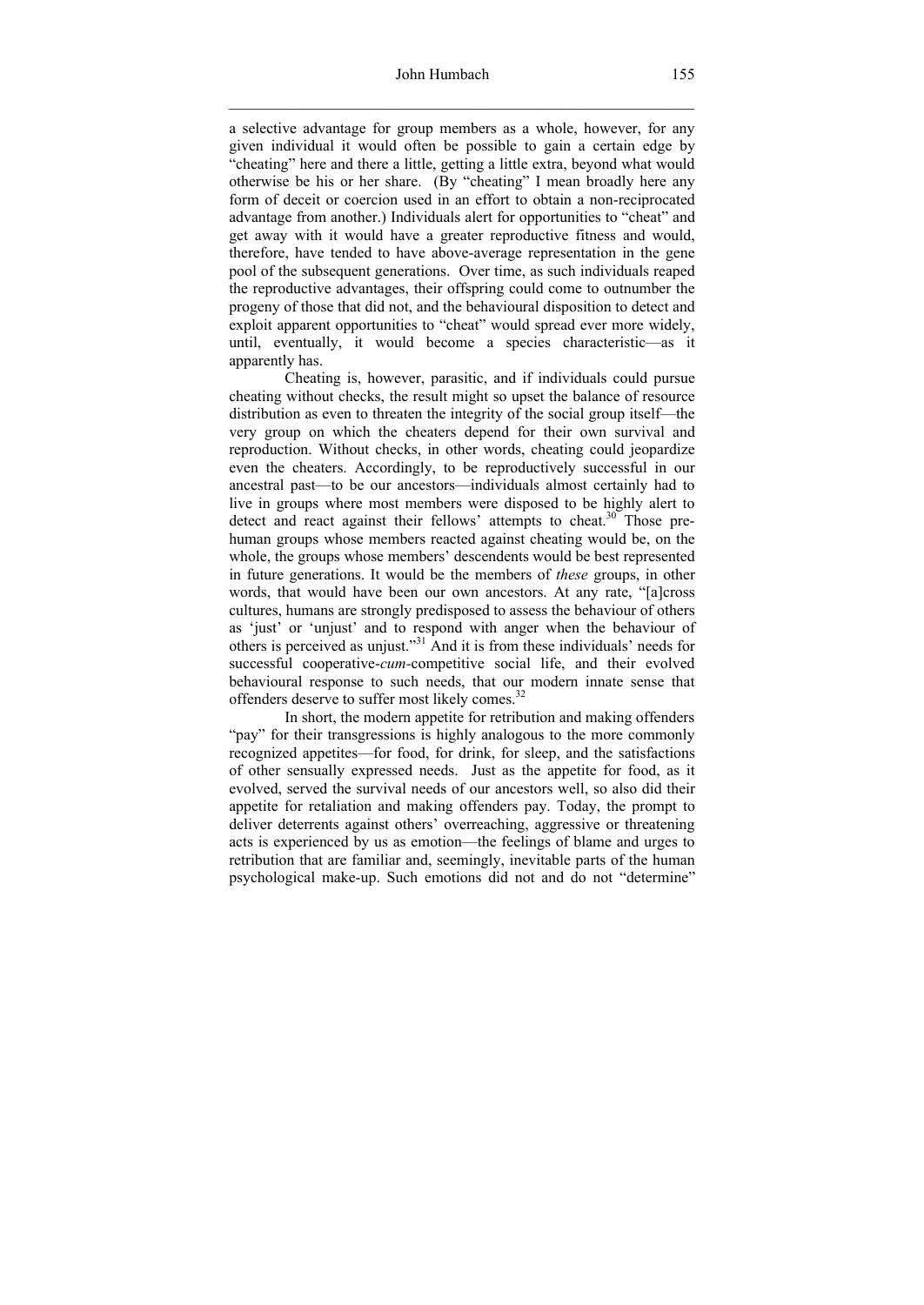a selective advantage for group members as a whole, however, for any given individual it would often be possible to gain a certain edge by "cheating" here and there a little, getting a little extra, beyond what would otherwise be his or her share. (By "cheating" I mean broadly here any form of deceit or coercion used in an effort to obtain a non-reciprocated advantage from another.) Individuals alert for opportunities to "cheat" and get away with it would have a greater reproductive fitness and would, therefore, have tended to have above-average representation in the gene pool of the subsequent generations. Over time, as such individuals reaped the reproductive advantages, their offspring could come to outnumber the progeny of those that did not, and the behavioural disposition to detect and exploit apparent opportunities to "cheat" would spread ever more widely, until, eventually, it would become a species characteristic—as it apparently has.

Cheating is, however, parasitic, and if individuals could pursue cheating without checks, the result might so upset the balance of resource distribution as even to threaten the integrity of the social group itself—the very group on which the cheaters depend for their own survival and reproduction. Without checks, in other words, cheating could jeopardize even the cheaters. Accordingly, to be reproductively successful in our ancestral past—to be our ancestors—individuals almost certainly had to live in groups where most members were disposed to be highly alert to detect and react against their fellows' attempts to cheat.[30] Those pre-human groups whose members reacted against cheating would be, on the whole, the groups whose members' descendents would be best represented in future generations. It would be the members of *these* groups, in other words, that would have been our own ancestors. At any rate, "[a]cross cultures, humans are strongly predisposed to assess the behaviour of others as 'just' or 'unjust' and to respond with anger when the behaviour of others is perceived as unjust."[31] And it is from these individuals' needs for successful cooperative-*cum*-competitive social life, and their evolved behavioural response to such needs, that our modern innate sense that offenders deserve to suffer most likely comes.[32]

In short, the modern appetite for retribution and making offenders "pay" for their transgressions is highly analogous to the more commonly recognized appetites—for food, for drink, for sleep, and the satisfactions of other sensually expressed needs. Just as the appetite for food, as it evolved, served the survival needs of our ancestors well, so also did their appetite for retaliation and making offenders pay. Today, the prompt to deliver deterrents against others' overreaching, aggressive or threatening acts is experienced by us as emotion—the feelings of blame and urges to retribution that are familiar and, seemingly, inevitable parts of the human psychological make-up. Such emotions did not and do not "determine"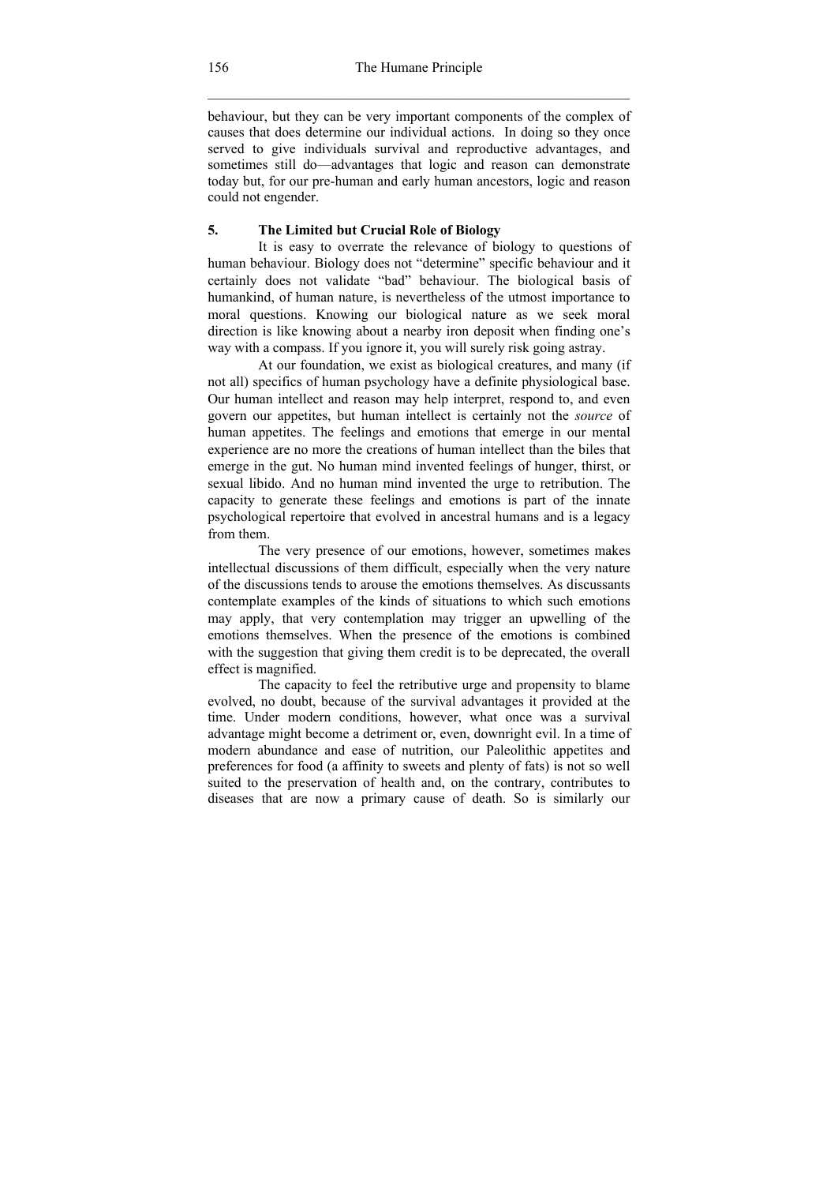behaviour, but they can be very important components of the complex of causes that does determine our individual actions. In doing so they once served to give individuals survival and reproductive advantages, and sometimes still do—advantages that logic and reason can demonstrate today but, for our pre-human and early human ancestors, logic and reason could not engender.

## 5. The Limited but Crucial Role of Biology

It is easy to overrate the relevance of biology to questions of human behaviour. Biology does not "determine" specific behaviour and it certainly does not validate "bad" behaviour. The biological basis of humankind, of human nature, is nevertheless of the utmost importance to moral questions. Knowing our biological nature as we seek moral direction is like knowing about a nearby iron deposit when finding one's way with a compass. If you ignore it, you will surely risk going astray.

At our foundation, we exist as biological creatures, and many (if not all) specifics of human psychology have a definite physiological base. Our human intellect and reason may help interpret, respond to, and even govern our appetites, but human intellect is certainly not the *source* of human appetites. The feelings and emotions that emerge in our mental experience are no more the creations of human intellect than the biles that emerge in the gut. No human mind invented feelings of hunger, thirst, or sexual libido. And no human mind invented the urge to retribution. The capacity to generate these feelings and emotions is part of the innate psychological repertoire that evolved in ancestral humans and is a legacy from them.

The very presence of our emotions, however, sometimes makes intellectual discussions of them difficult, especially when the very nature of the discussions tends to arouse the emotions themselves. As discussants contemplate examples of the kinds of situations to which such emotions may apply, that very contemplation may trigger an upwelling of the emotions themselves. When the presence of the emotions is combined with the suggestion that giving them credit is to be deprecated, the overall effect is magnified.

The capacity to feel the retributive urge and propensity to blame evolved, no doubt, because of the survival advantages it provided at the time. Under modern conditions, however, what once was a survival advantage might become a detriment or, even, downright evil. In a time of modern abundance and ease of nutrition, our Paleolithic appetites and preferences for food (a affinity to sweets and plenty of fats) is not so well suited to the preservation of health and, on the contrary, contributes to diseases that are now a primary cause of death. So is similarly our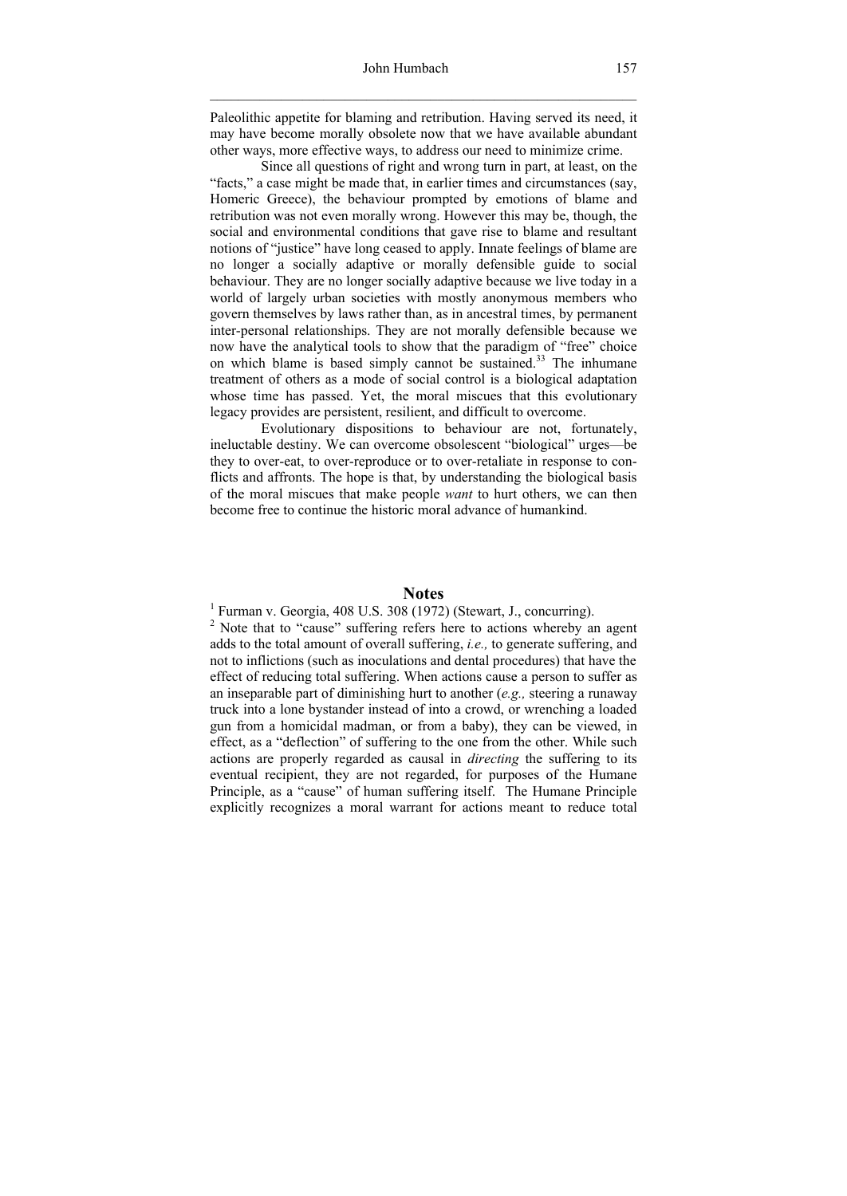Paleolithic appetite for blaming and retribution. Having served its need, it may have become morally obsolete now that we have available abundant other ways, more effective ways, to address our need to minimize crime.

Since all questions of right and wrong turn in part, at least, on the "facts," a case might be made that, in earlier times and circumstances (say, Homeric Greece), the behaviour prompted by emotions of blame and retribution was not even morally wrong. However this may be, though, the social and environmental conditions that gave rise to blame and resultant notions of "justice" have long ceased to apply. Innate feelings of blame are no longer a socially adaptive or morally defensible guide to social behaviour. They are no longer socially adaptive because we live today in a world of largely urban societies with mostly anonymous members who govern themselves by laws rather than, as in ancestral times, by permanent inter-personal relationships. They are not morally defensible because we now have the analytical tools to show that the paradigm of "free" choice on which blame is based simply cannot be sustained.[33] The inhumane treatment of others as a mode of social control is a biological adaptation whose time has passed. Yet, the moral miscues that this evolutionary legacy provides are persistent, resilient, and difficult to overcome.

Evolutionary dispositions to behaviour are not, fortunately, ineluctable destiny. We can overcome obsolescent "biological" urges—be they to over-eat, to over-reproduce or to over-retaliate in response to conflicts and affronts. The hope is that, by understanding the biological basis of the moral miscues that make people *want* to hurt others, we can then become free to continue the historic moral advance of humankind.

## Notes

[1] Furman v. Georgia, 408 U.S. 308 (1972) (Stewart, J., concurring).

[2] Note that to "cause" suffering refers here to actions whereby an agent adds to the total amount of overall suffering, *i.e.,* to generate suffering, and not to inflictions (such as inoculations and dental procedures) that have the effect of reducing total suffering. When actions cause a person to suffer as an inseparable part of diminishing hurt to another (*e.g.,* steering a runaway truck into a lone bystander instead of into a crowd, or wrenching a loaded gun from a homicidal madman, or from a baby), they can be viewed, in effect, as a "deflection" of suffering to the one from the other. While such actions are properly regarded as causal in *directing* the suffering to its eventual recipient, they are not regarded, for purposes of the Humane Principle, as a "cause" of human suffering itself. The Humane Principle explicitly recognizes a moral warrant for actions meant to reduce total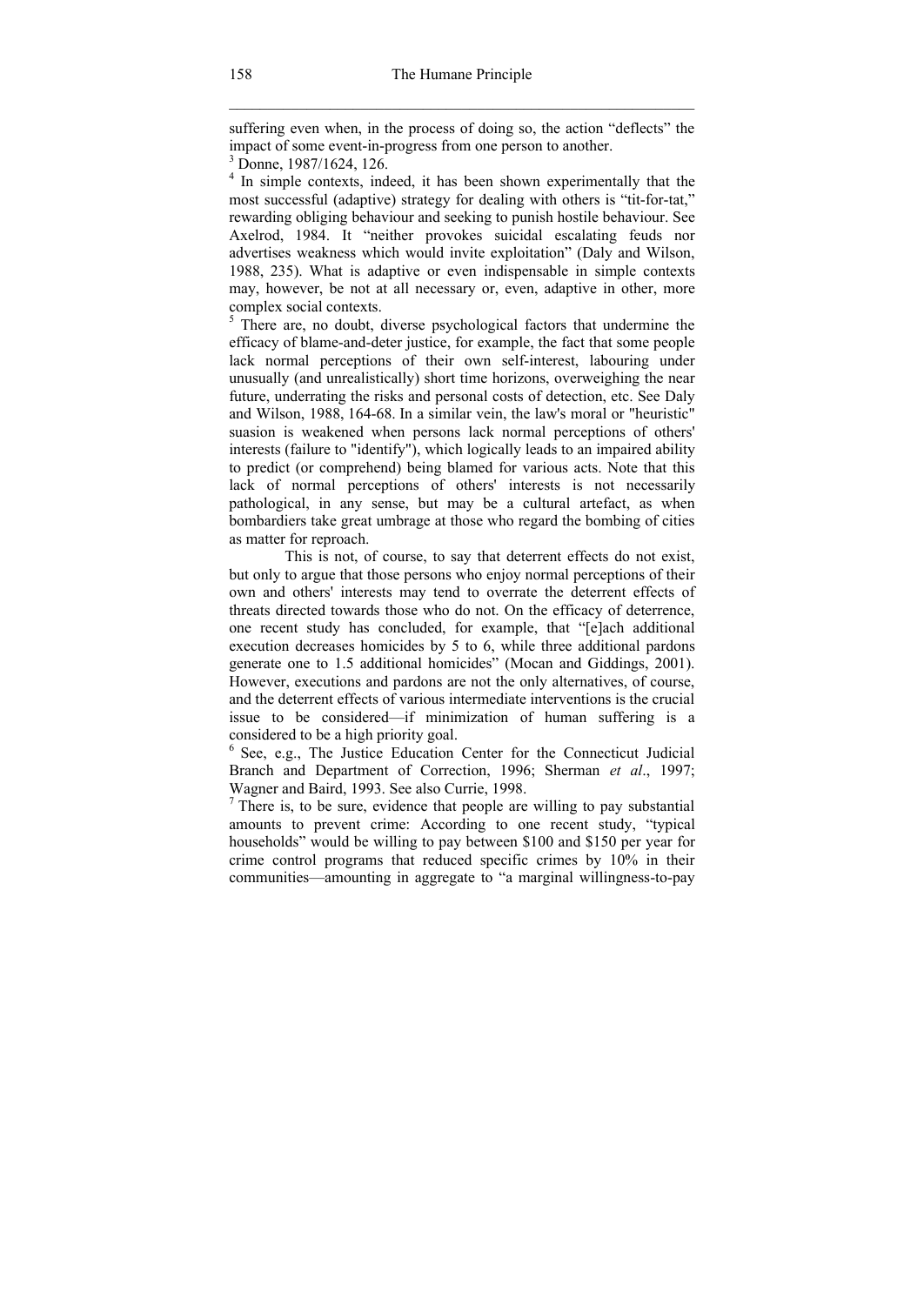suffering even when, in the process of doing so, the action "deflects" the impact of some event-in-progress from one person to another.

[3] Donne, 1987/1624, 126.

[4] In simple contexts, indeed, it has been shown experimentally that the most successful (adaptive) strategy for dealing with others is "tit-for-tat," rewarding obliging behaviour and seeking to punish hostile behaviour. See Axelrod, 1984. It "neither provokes suicidal escalating feuds nor advertises weakness which would invite exploitation" (Daly and Wilson, 1988, 235). What is adaptive or even indispensable in simple contexts may, however, be not at all necessary or, even, adaptive in other, more complex social contexts.

[5] There are, no doubt, diverse psychological factors that undermine the efficacy of blame-and-deter justice, for example, the fact that some people lack normal perceptions of their own self-interest, labouring under unusually (and unrealistically) short time horizons, overweighing the near future, underrating the risks and personal costs of detection, etc. See Daly and Wilson, 1988, 164-68. In a similar vein, the law's moral or "heuristic" suasion is weakened when persons lack normal perceptions of others' interests (failure to "identify"), which logically leads to an impaired ability to predict (or comprehend) being blamed for various acts. Note that this lack of normal perceptions of others' interests is not necessarily pathological, in any sense, but may be a cultural artefact, as when bombardiers take great umbrage at those who regard the bombing of cities as matter for reproach.

This is not, of course, to say that deterrent effects do not exist, but only to argue that those persons who enjoy normal perceptions of their own and others' interests may tend to overrate the deterrent effects of threats directed towards those who do not. On the efficacy of deterrence, one recent study has concluded, for example, that "[e]ach additional execution decreases homicides by 5 to 6, while three additional pardons generate one to 1.5 additional homicides" (Mocan and Giddings, 2001). However, executions and pardons are not the only alternatives, of course, and the deterrent effects of various intermediate interventions is the crucial issue to be considered—if minimization of human suffering is a considered to be a high priority goal.

[6] See, e.g., The Justice Education Center for the Connecticut Judicial Branch and Department of Correction, 1996; Sherman *et al*., 1997; Wagner and Baird, 1993. See also Currie, 1998.

[7] There is, to be sure, evidence that people are willing to pay substantial amounts to prevent crime: According to one recent study, "typical households" would be willing to pay between $100 and $150 per year for crime control programs that reduced specific crimes by 10% in their communities—amounting in aggregate to "a marginal willingness-to-pay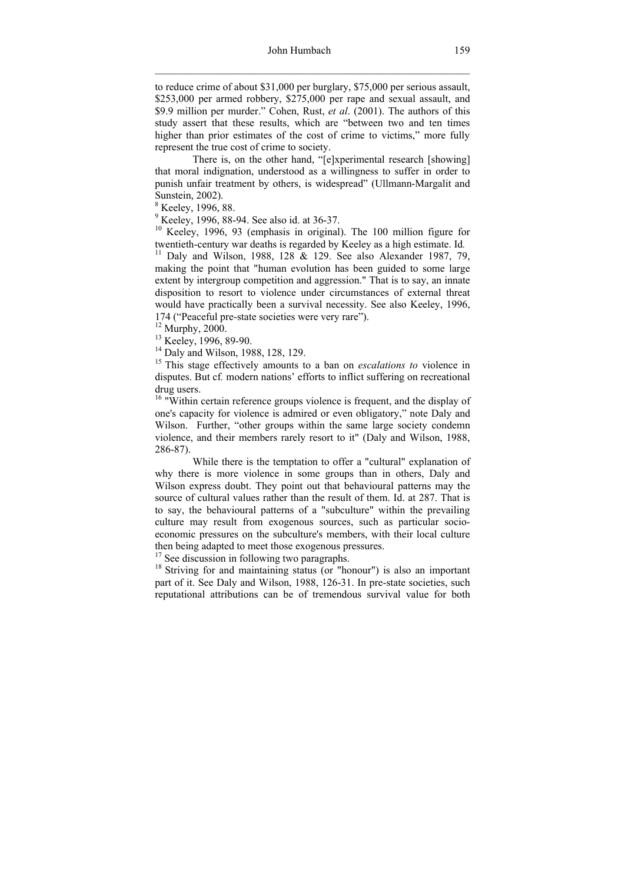to reduce crime of about $31,000 per burglary, $75,000 per serious assault, $253,000 per armed robbery, $275,000 per rape and sexual assault, and $9.9 million per murder." Cohen, Rust, *et al*. (2001). The authors of this study assert that these results, which are "between two and ten times higher than prior estimates of the cost of crime to victims," more fully represent the true cost of crime to society.

There is, on the other hand, "[e]xperimental research [showing] that moral indignation, understood as a willingness to suffer in order to punish unfair treatment by others, is widespread" (Ullmann-Margalit and Sunstein, 2002).

[8] Keeley, 1996, 88.

[9] Keeley, 1996, 88-94. See also id. at 36-37.

[10] Keeley, 1996, 93 (emphasis in original). The 100 million figure for twentieth-century war deaths is regarded by Keeley as a high estimate. Id*.*

[11] Daly and Wilson, 1988, 128 & 129. See also Alexander 1987, 79, making the point that "human evolution has been guided to some large extent by intergroup competition and aggression." That is to say, an innate disposition to resort to violence under circumstances of external threat would have practically been a survival necessity. See also Keeley, 1996, 174 ("Peaceful pre-state societies were very rare").

[12] Murphy, 2000.

[13] Keeley, 1996, 89-90.

[14] Daly and Wilson, 1988, 128, 129.

[15] This stage effectively amounts to a ban on *escalations to* violence in disputes. But cf*.* modern nations' efforts to inflict suffering on recreational drug users.

[16] "Within certain reference groups violence is frequent, and the display of one's capacity for violence is admired or even obligatory," note Daly and Wilson. Further, "other groups within the same large society condemn violence, and their members rarely resort to it" (Daly and Wilson, 1988, 286-87).

While there is the temptation to offer a "cultural" explanation of why there is more violence in some groups than in others, Daly and Wilson express doubt. They point out that behavioural patterns may the source of cultural values rather than the result of them. Id. at 287. That is to say, the behavioural patterns of a "subculture" within the prevailing culture may result from exogenous sources, such as particular socio-economic pressures on the subculture's members, with their local culture then being adapted to meet those exogenous pressures.

[17] See discussion in following two paragraphs.

[18] Striving for and maintaining status (or "honour") is also an important part of it. See Daly and Wilson, 1988, 126-31. In pre-state societies, such reputational attributions can be of tremendous survival value for both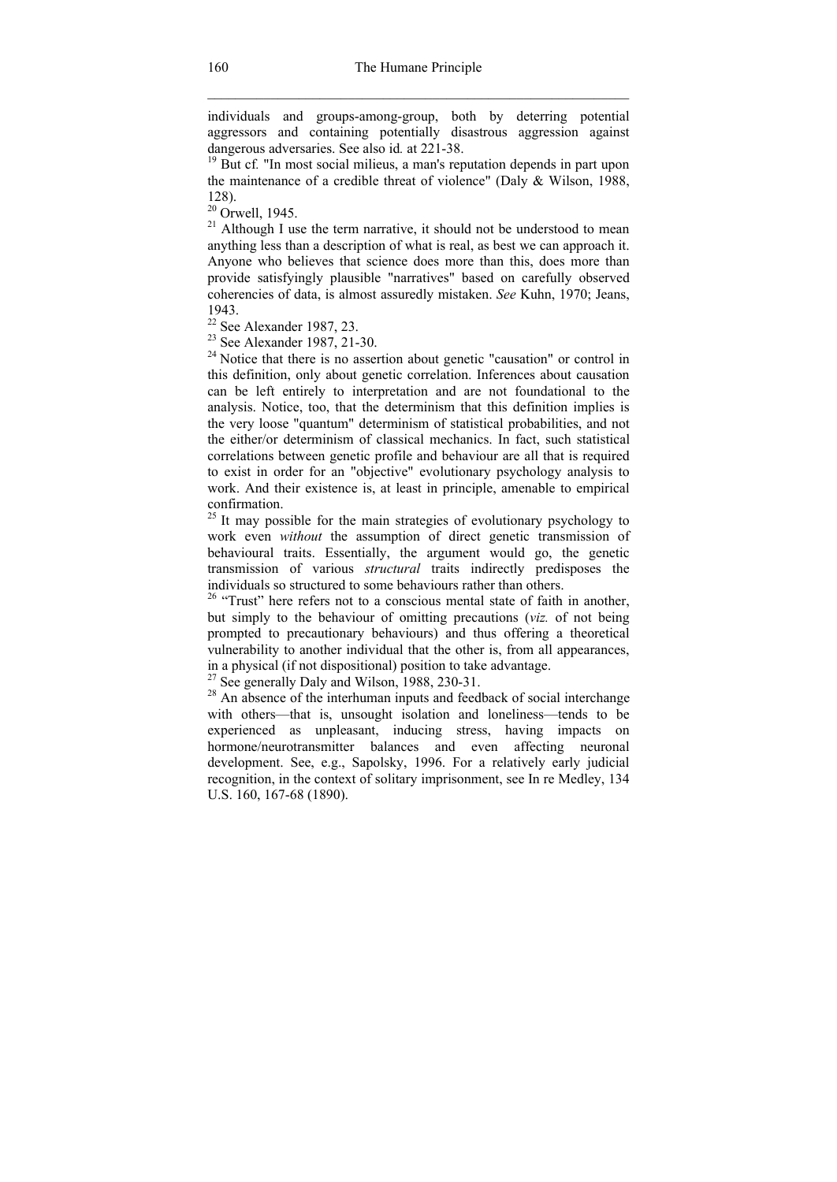individuals and groups-among-group, both by deterring potential aggressors and containing potentially disastrous aggression against dangerous adversaries. See also id*.* at 221-38.

[19] But cf*.* "In most social milieus, a man's reputation depends in part upon the maintenance of a credible threat of violence" (Daly & Wilson, 1988, 128).

[20] Orwell, 1945.

[21] Although I use the term narrative, it should not be understood to mean anything less than a description of what is real, as best we can approach it. Anyone who believes that science does more than this, does more than provide satisfyingly plausible "narratives" based on carefully observed coherencies of data, is almost assuredly mistaken. *See* Kuhn, 1970; Jeans, 1943.

[22] See Alexander 1987, 23.

[23] See Alexander 1987, 21-30.

[24] Notice that there is no assertion about genetic "causation" or control in this definition, only about genetic correlation. Inferences about causation can be left entirely to interpretation and are not foundational to the analysis. Notice, too, that the determinism that this definition implies is the very loose "quantum" determinism of statistical probabilities, and not the either/or determinism of classical mechanics. In fact, such statistical correlations between genetic profile and behaviour are all that is required to exist in order for an "objective" evolutionary psychology analysis to work. And their existence is, at least in principle, amenable to empirical confirmation.

[25] It may possible for the main strategies of evolutionary psychology to work even *without* the assumption of direct genetic transmission of behavioural traits. Essentially, the argument would go, the genetic transmission of various *structural* traits indirectly predisposes the individuals so structured to some behaviours rather than others.

[26] "Trust" here refers not to a conscious mental state of faith in another, but simply to the behaviour of omitting precautions (*viz.* of not being prompted to precautionary behaviours) and thus offering a theoretical vulnerability to another individual that the other is, from all appearances, in a physical (if not dispositional) position to take advantage.

[27] See generally Daly and Wilson, 1988, 230-31.

[28] An absence of the interhuman inputs and feedback of social interchange with others—that is, unsought isolation and loneliness—tends to be experienced as unpleasant, inducing stress, having impacts on hormone/neurotransmitter balances and even affecting neuronal development. See, e.g., Sapolsky, 1996. For a relatively early judicial recognition, in the context of solitary imprisonment, see In re Medley, 134 U.S. 160, 167-68 (1890).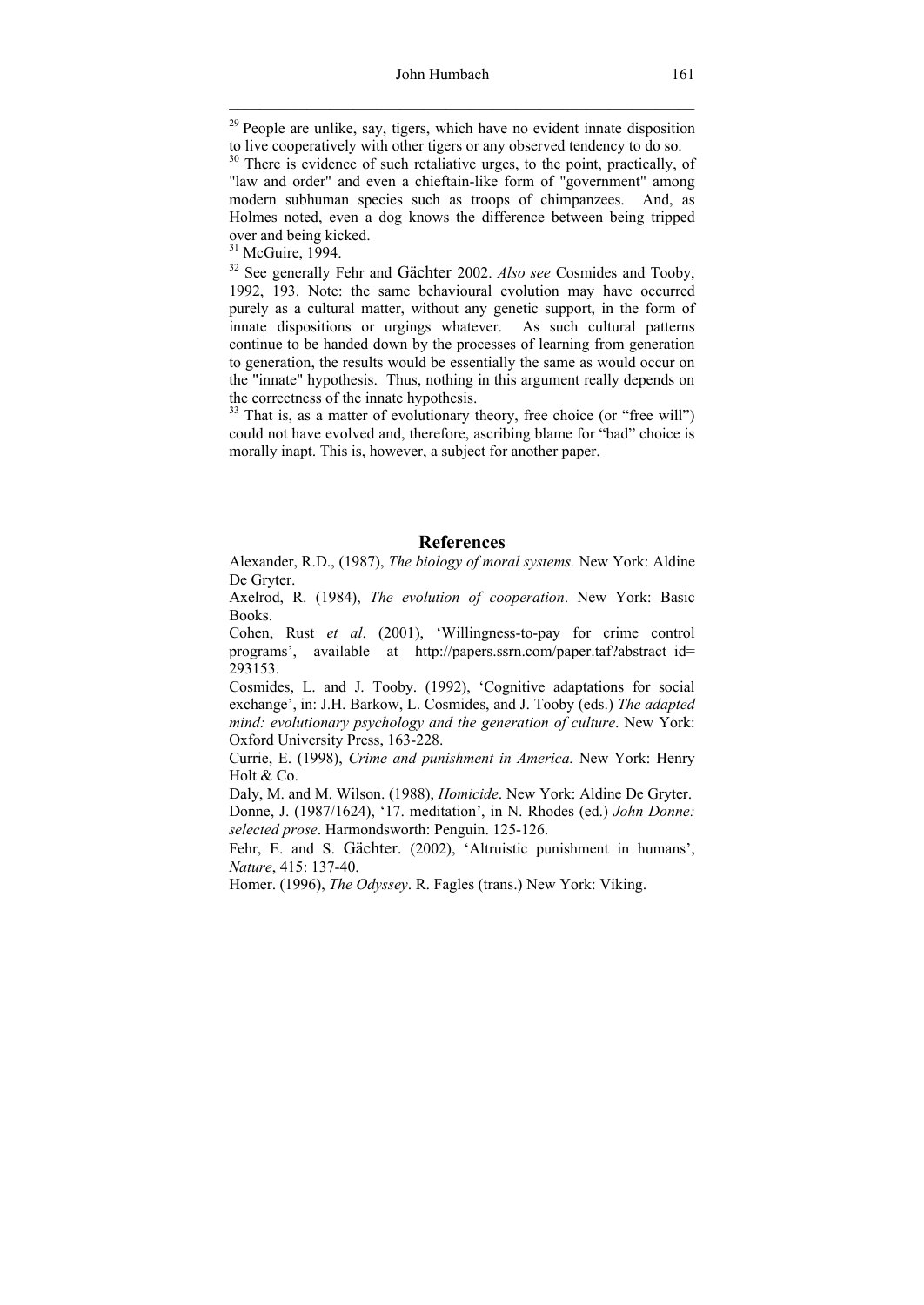[29] People are unlike, say, tigers, which have no evident innate disposition to live cooperatively with other tigers or any observed tendency to do so.

[30] There is evidence of such retaliative urges, to the point, practically, of "law and order" and even a chieftain-like form of "government" among modern subhuman species such as troops of chimpanzees. And, as Holmes noted, even a dog knows the difference between being tripped over and being kicked.

[31] McGuire, 1994.

[32] See generally Fehr and Gächter 2002. *Also see* Cosmides and Tooby, 1992, 193. Note: the same behavioural evolution may have occurred purely as a cultural matter, without any genetic support, in the form of innate dispositions or urgings whatever. As such cultural patterns continue to be handed down by the processes of learning from generation to generation, the results would be essentially the same as would occur on the "innate" hypothesis. Thus, nothing in this argument really depends on the correctness of the innate hypothesis.

[33] That is, as a matter of evolutionary theory, free choice (or "free will") could not have evolved and, therefore, ascribing blame for "bad" choice is morally inapt. This is, however, a subject for another paper.

## References

Alexander, R.D., (1987), *The biology of moral systems.* New York: Aldine De Gryter.

Axelrod, R. (1984), *The evolution of cooperation*. New York: Basic Books.

Cohen, Rust *et al*. (2001), 'Willingness-to-pay for crime control programs', available at http://papers.ssrn.com/paper.taf?abstract_id=293153.

Cosmides, L. and J. Tooby. (1992), 'Cognitive adaptations for social exchange', in: J.H. Barkow, L. Cosmides, and J. Tooby (eds.) *The adapted mind: evolutionary psychology and the generation of culture*. New York: Oxford University Press, 163-228.

Currie, E. (1998), *Crime and punishment in America.* New York: Henry Holt & Co.

Daly, M. and M. Wilson. (1988), *Homicide*. New York: Aldine De Gryter.

Donne, J. (1987/1624), '17. meditation', in N. Rhodes (ed.) *John Donne: selected prose*. Harmondsworth: Penguin. 125-126.

Fehr, E. and S. Gächter. (2002), 'Altruistic punishment in humans', *Nature*, 415: 137-40.

Homer. (1996), *The Odyssey*. R. Fagles (trans.) New York: Viking.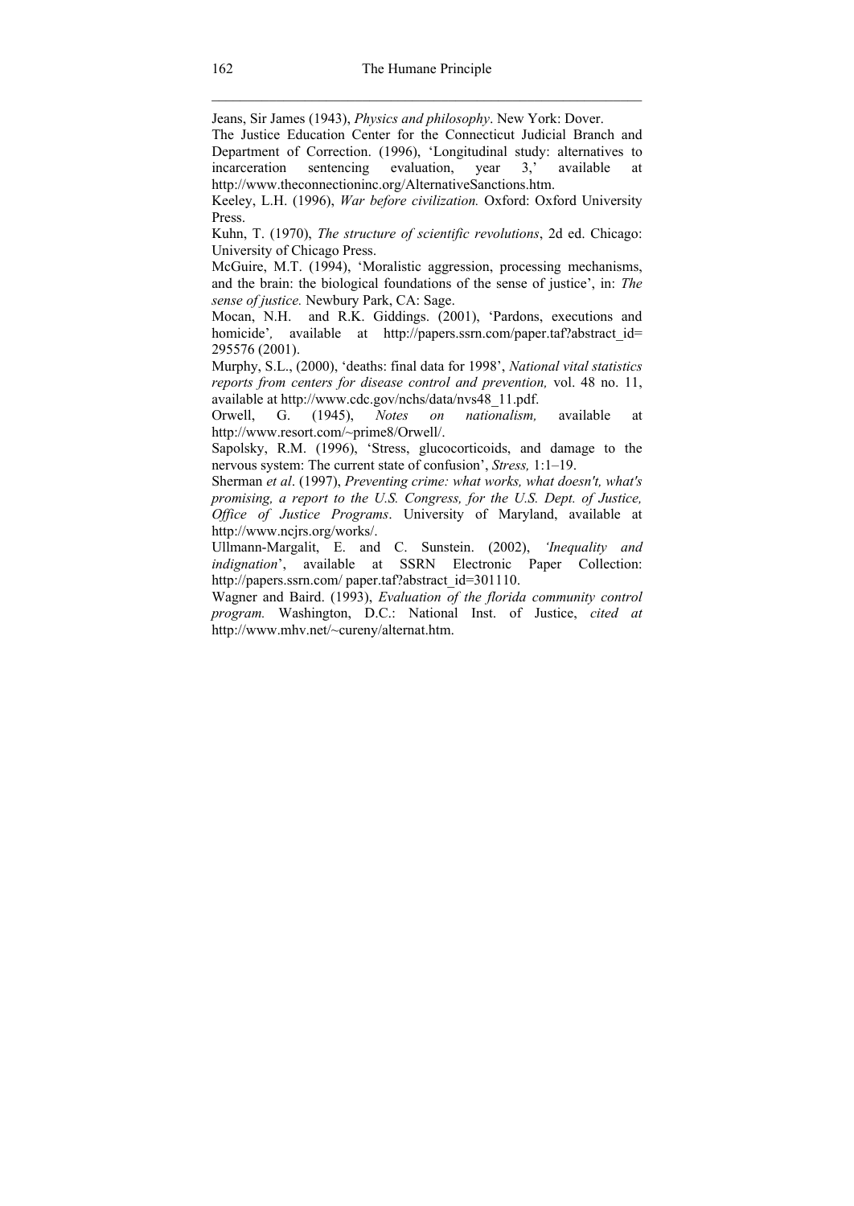Jeans, Sir James (1943), *Physics and philosophy*. New York: Dover.

The Justice Education Center for the Connecticut Judicial Branch and Department of Correction. (1996), 'Longitudinal study: alternatives to incarceration sentencing evaluation, year 3,' available at http://www.theconnectioninc.org/AlternativeSanctions.htm.

Keeley, L.H. (1996), *War before civilization.* Oxford: Oxford University Press.

Kuhn, T. (1970), *The structure of scientific revolutions*, 2d ed. Chicago: University of Chicago Press.

McGuire, M.T. (1994), 'Moralistic aggression, processing mechanisms, and the brain: the biological foundations of the sense of justice', in: *The sense of justice.* Newbury Park, CA: Sage.

Mocan, N.H. and R.K. Giddings. (2001), 'Pardons, executions and homicide', available at http://papers.ssrn.com/paper.taf?abstract_id=295576 (2001).

Murphy, S.L., (2000), 'deaths: final data for 1998', *National vital statistics reports from centers for disease control and prevention,* vol. 48 no. 11, available at http://www.cdc.gov/nchs/data/nvs48_11.pdf.

Orwell, G. (1945), *Notes on nationalism,* available at http://www.resort.com/~prime8/Orwell/.

Sapolsky, R.M. (1996), 'Stress, glucocorticoids, and damage to the nervous system: The current state of confusion', *Stress,* 1:1–19.

Sherman *et al*. (1997), *Preventing crime: what works, what doesn't, what's promising, a report to the U.S. Congress, for the U.S. Dept. of Justice, Office of Justice Programs*. University of Maryland, available at http://www.ncjrs.org/works/.

Ullmann-Margalit, E. and C. Sunstein. (2002), *'Inequality and indignation*', available at SSRN Electronic Paper Collection: http://papers.ssrn.com/ paper.taf?abstract_id=301110.

Wagner and Baird. (1993), *Evaluation of the florida community control program.* Washington, D.C.: National Inst. of Justice, *cited at* http://www.mhv.net/~cureny/alternat.htm.